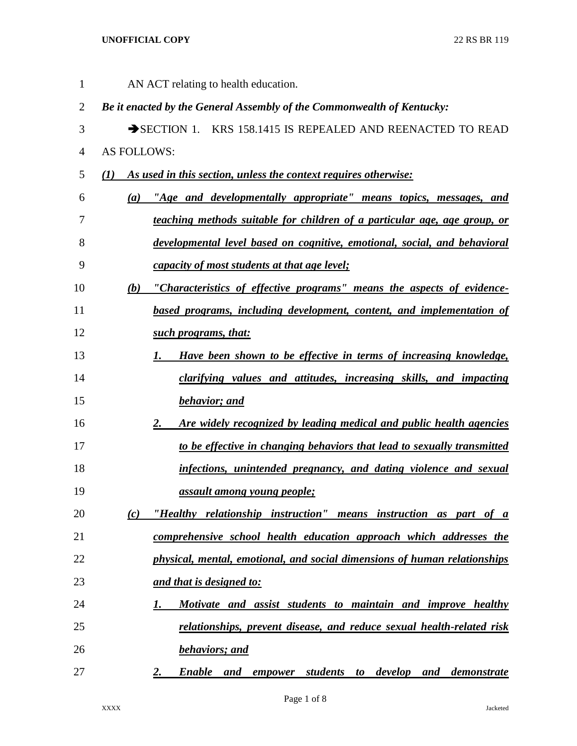AN ACT relating to health education.

***Be it enacted by the General Assembly of the Commonwealth of Kentucky:***

➔SECTION 1. KRS 158.1415 IS REPEALED AND REENACTED TO READ AS FOLLOWS:

***(1) As used in this section, unless the context requires otherwise:***

***(a) "Age and developmentally appropriate" means topics, messages, and teaching methods suitable for children of a particular age, age group, or developmental level based on cognitive, emotional, social, and behavioral capacity of most students at that age level;***

***(b) "Characteristics of effective programs" means the aspects of evidence-based programs, including development, content, and implementation of such programs, that:***

***1. Have been shown to be effective in terms of increasing knowledge, clarifying values and attitudes, increasing skills, and impacting behavior; and***

***2. Are widely recognized by leading medical and public health agencies to be effective in changing behaviors that lead to sexually transmitted infections, unintended pregnancy, and dating violence and sexual assault among young people;***

***(c) "Healthy relationship instruction" means instruction as part of a comprehensive school health education approach which addresses the physical, mental, emotional, and social dimensions of human relationships and that is designed to:***

***1. Motivate and assist students to maintain and improve healthy relationships, prevent disease, and reduce sexual health-related risk behaviors; and***

***2. Enable and empower students to develop and demonstrate***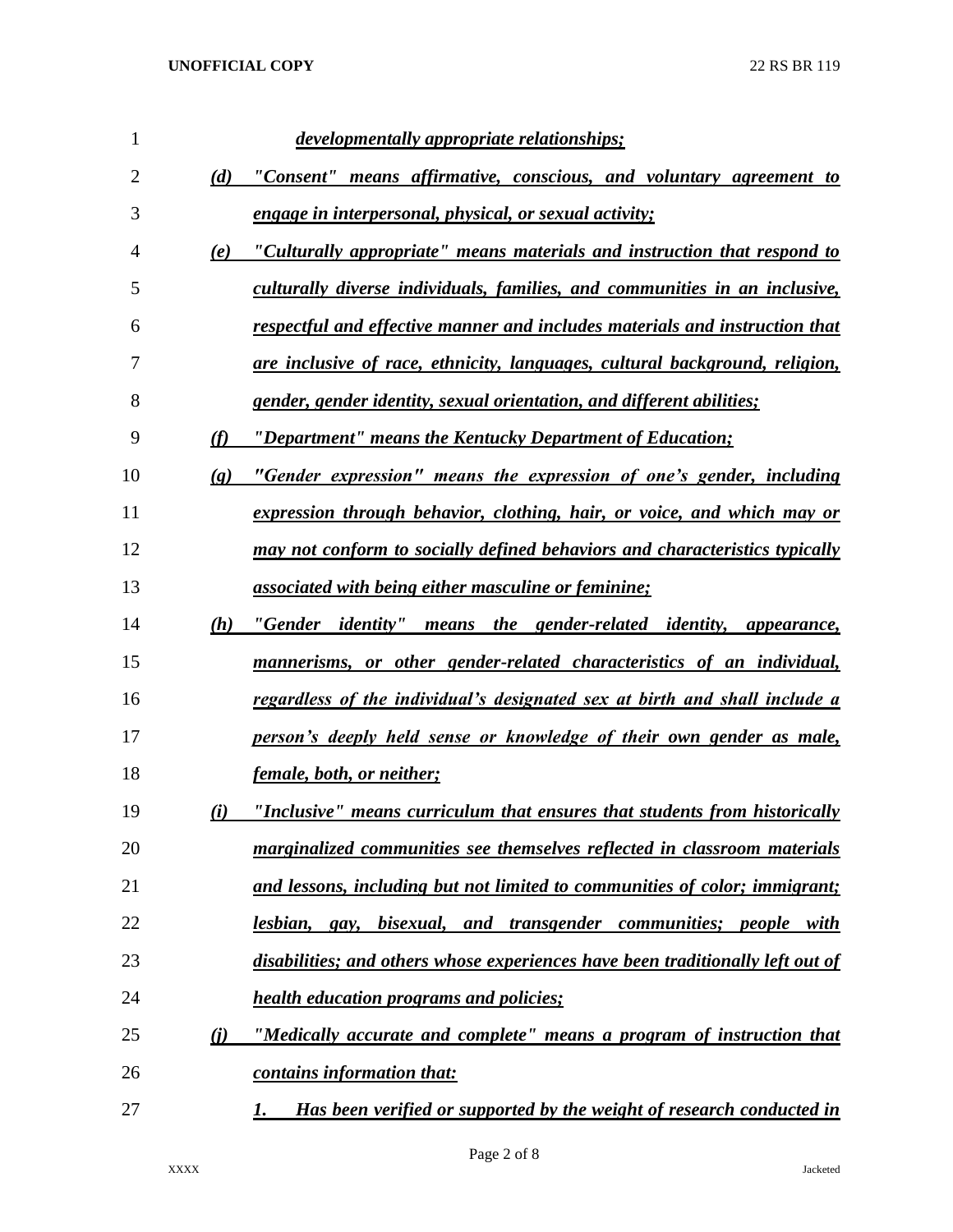***developmentally appropriate relationships;***

(d) ***"Consent" means affirmative, conscious, and voluntary agreement to engage in interpersonal, physical, or sexual activity;***

(e) ***"Culturally appropriate" means materials and instruction that respond to culturally diverse individuals, families, and communities in an inclusive, respectful and effective manner and includes materials and instruction that are inclusive of race, ethnicity, languages, cultural background, religion, gender, gender identity, sexual orientation, and different abilities;***

(f) ***"Department" means the Kentucky Department of Education;***

(g) ***"Gender expression" means the expression of one's gender, including expression through behavior, clothing, hair, or voice, and which may or may not conform to socially defined behaviors and characteristics typically associated with being either masculine or feminine;***

(h) ***"Gender identity" means the gender-related identity, appearance, mannerisms, or other gender-related characteristics of an individual, regardless of the individual's designated sex at birth and shall include a person's deeply held sense or knowledge of their own gender as male, female, both, or neither;***

(i) ***"Inclusive" means curriculum that ensures that students from historically marginalized communities see themselves reflected in classroom materials and lessons, including but not limited to communities of color; immigrant; lesbian, gay, bisexual, and transgender communities; people with disabilities; and others whose experiences have been traditionally left out of health education programs and policies;***

(j) ***"Medically accurate and complete" means a program of instruction that contains information that:***

1. ***Has been verified or supported by the weight of research conducted in***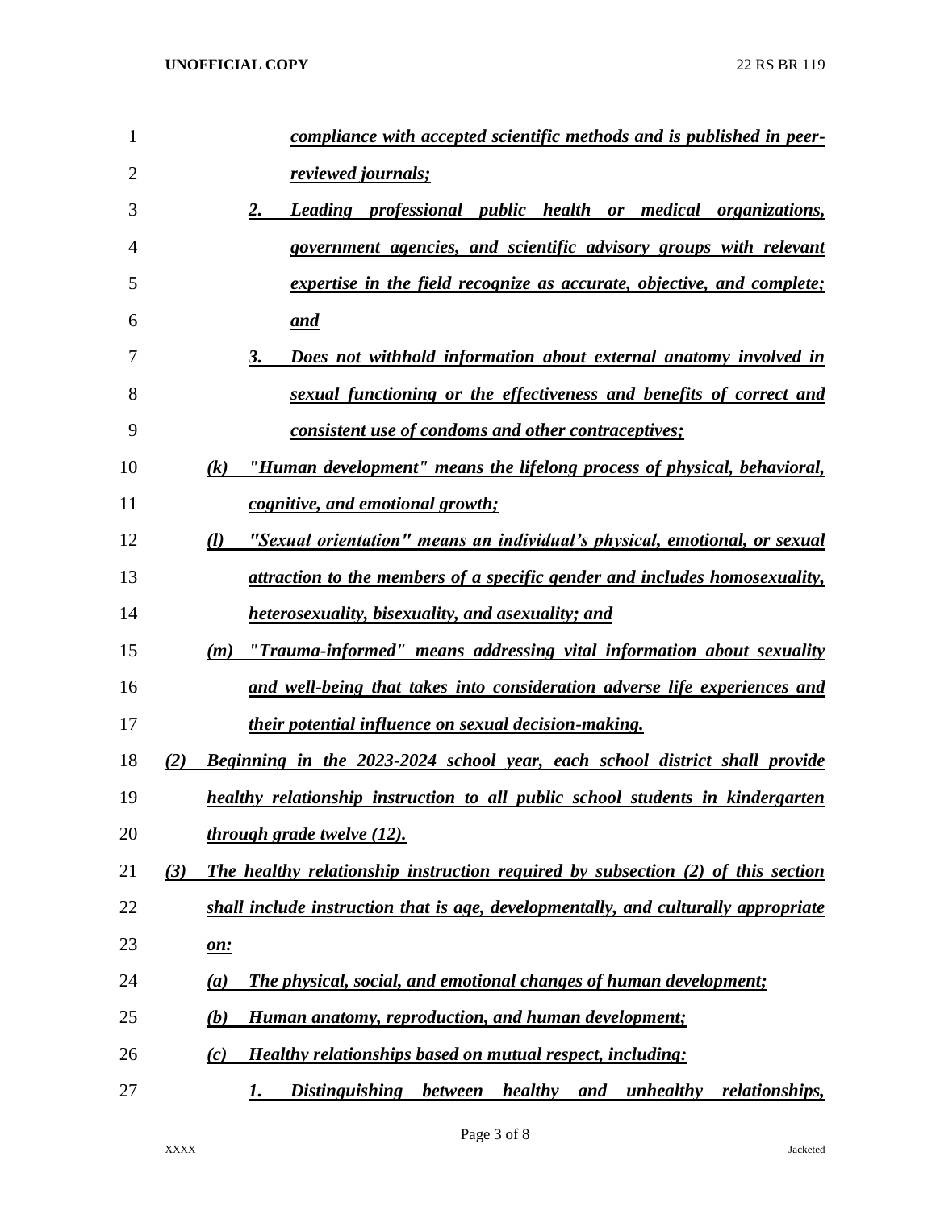*compliance with accepted scientific methods and is published in peer-reviewed journals;*

*2. Leading professional public health or medical organizations, government agencies, and scientific advisory groups with relevant expertise in the field recognize as accurate, objective, and complete; and*

*3. Does not withhold information about external anatomy involved in sexual functioning or the effectiveness and benefits of correct and consistent use of condoms and other contraceptives;*

*(k) "Human development" means the lifelong process of physical, behavioral, cognitive, and emotional growth;*

*(l) "Sexual orientation" means an individual's physical, emotional, or sexual attraction to the members of a specific gender and includes homosexuality, heterosexuality, bisexuality, and asexuality; and*

*(m) "Trauma-informed" means addressing vital information about sexuality and well-being that takes into consideration adverse life experiences and their potential influence on sexual decision-making.*

*(2) Beginning in the 2023-2024 school year, each school district shall provide healthy relationship instruction to all public school students in kindergarten through grade twelve (12).*

*(3) The healthy relationship instruction required by subsection (2) of this section shall include instruction that is age, developmentally, and culturally appropriate on:*

*(a) The physical, social, and emotional changes of human development;*

*(b) Human anatomy, reproduction, and human development;*

*(c) Healthy relationships based on mutual respect, including:*

*1. Distinguishing between healthy and unhealthy relationships,*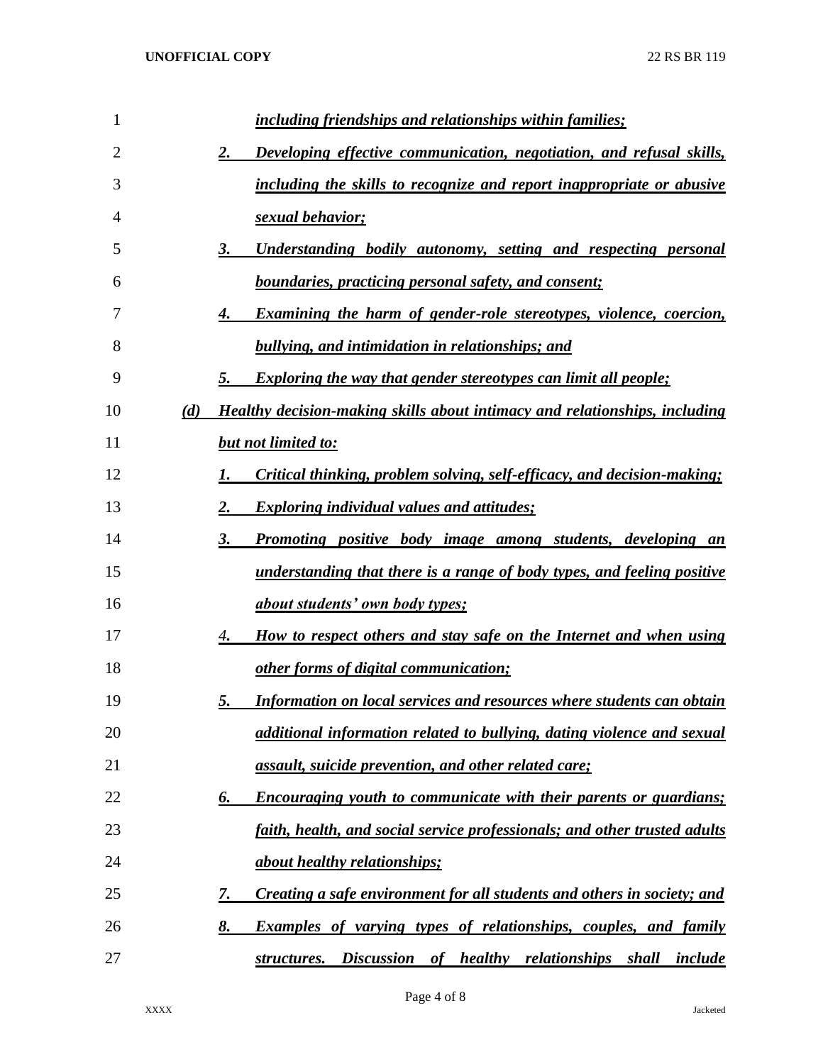*including friendships and relationships within families;*

*2. Developing effective communication, negotiation, and refusal skills, including the skills to recognize and report inappropriate or abusive sexual behavior;*

*3. Understanding bodily autonomy, setting and respecting personal boundaries, practicing personal safety, and consent;*

*4. Examining the harm of gender-role stereotypes, violence, coercion, bullying, and intimidation in relationships; and*

*5. Exploring the way that gender stereotypes can limit all people;*

*(d) Healthy decision-making skills about intimacy and relationships, including but not limited to:*

*1. Critical thinking, problem solving, self-efficacy, and decision-making;*

*2. Exploring individual values and attitudes;*

*3. Promoting positive body image among students, developing an understanding that there is a range of body types, and feeling positive about students' own body types;*

*4. How to respect others and stay safe on the Internet and when using other forms of digital communication;*

*5. Information on local services and resources where students can obtain additional information related to bullying, dating violence and sexual assault, suicide prevention, and other related care;*

*6. Encouraging youth to communicate with their parents or guardians; faith, health, and social service professionals; and other trusted adults about healthy relationships;*

*7. Creating a safe environment for all students and others in society; and*

*8. Examples of varying types of relationships, couples, and family structures. Discussion of healthy relationships shall include*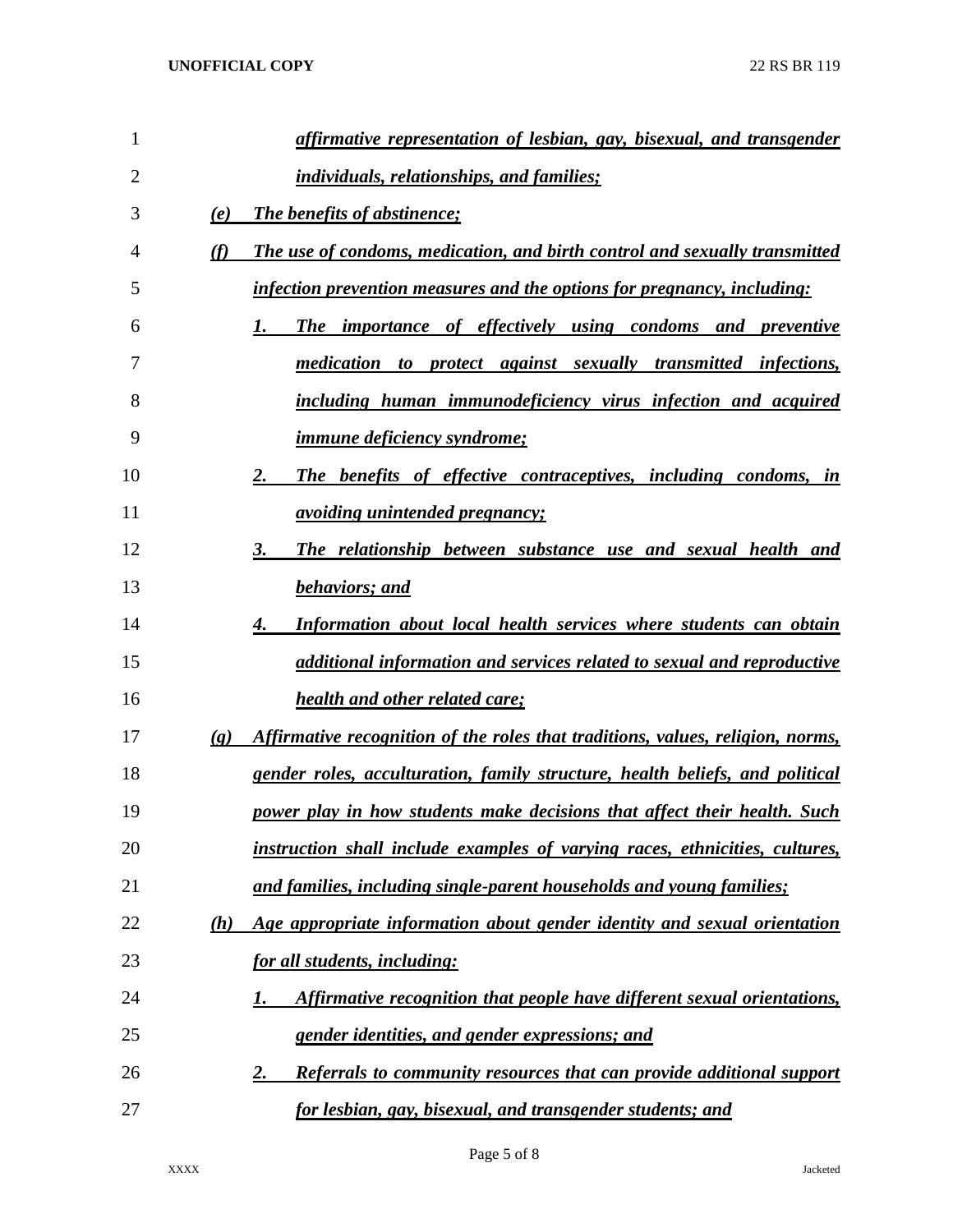*affirmative representation of lesbian, gay, bisexual, and transgender individuals, relationships, and families;*

*(e) The benefits of abstinence;*

*(f) The use of condoms, medication, and birth control and sexually transmitted infection prevention measures and the options for pregnancy, including:*

*1. The importance of effectively using condoms and preventive medication to protect against sexually transmitted infections, including human immunodeficiency virus infection and acquired immune deficiency syndrome;*

*2. The benefits of effective contraceptives, including condoms, in avoiding unintended pregnancy;*

*3. The relationship between substance use and sexual health and behaviors; and*

*4. Information about local health services where students can obtain additional information and services related to sexual and reproductive health and other related care;*

*(g) Affirmative recognition of the roles that traditions, values, religion, norms, gender roles, acculturation, family structure, health beliefs, and political power play in how students make decisions that affect their health. Such instruction shall include examples of varying races, ethnicities, cultures, and families, including single-parent households and young families;*

*(h) Age appropriate information about gender identity and sexual orientation for all students, including:*

*1. Affirmative recognition that people have different sexual orientations, gender identities, and gender expressions; and*

*2. Referrals to community resources that can provide additional support for lesbian, gay, bisexual, and transgender students; and*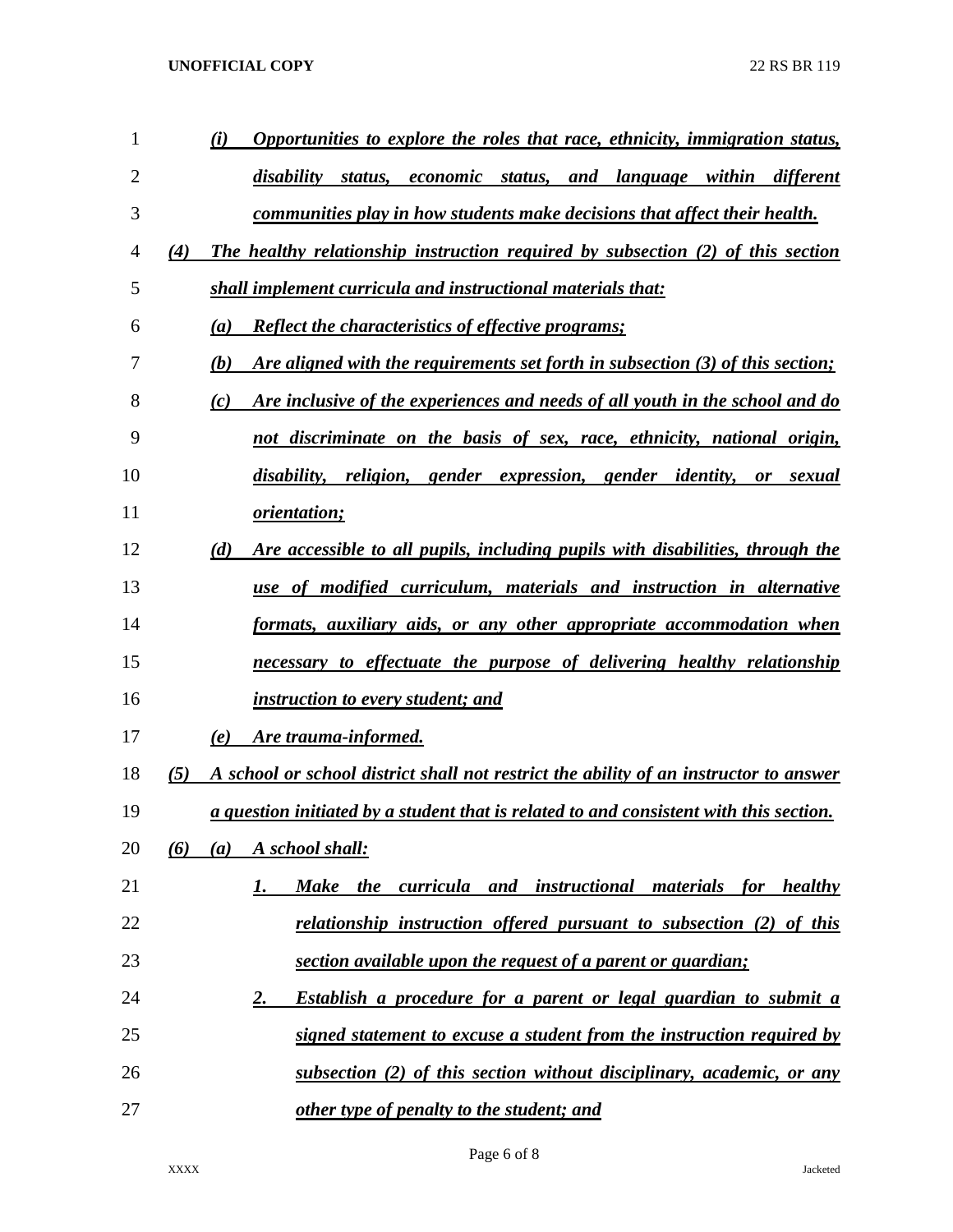*(i) Opportunities to explore the roles that race, ethnicity, immigration status, disability status, economic status, and language within different communities play in how students make decisions that affect their health.*

*(4) The healthy relationship instruction required by subsection (2) of this section shall implement curricula and instructional materials that:*

*(a) Reflect the characteristics of effective programs;*

*(b) Are aligned with the requirements set forth in subsection (3) of this section;*

*(c) Are inclusive of the experiences and needs of all youth in the school and do not discriminate on the basis of sex, race, ethnicity, national origin, disability, religion, gender expression, gender identity, or sexual orientation;*

*(d) Are accessible to all pupils, including pupils with disabilities, through the use of modified curriculum, materials and instruction in alternative formats, auxiliary aids, or any other appropriate accommodation when necessary to effectuate the purpose of delivering healthy relationship instruction to every student; and*

*(e) Are trauma-informed.*

*(5) A school or school district shall not restrict the ability of an instructor to answer a question initiated by a student that is related to and consistent with this section.*

*(6) (a) A school shall:*

*1. Make the curricula and instructional materials for healthy relationship instruction offered pursuant to subsection (2) of this section available upon the request of a parent or guardian;*

*2. Establish a procedure for a parent or legal guardian to submit a signed statement to excuse a student from the instruction required by subsection (2) of this section without disciplinary, academic, or any other type of penalty to the student; and*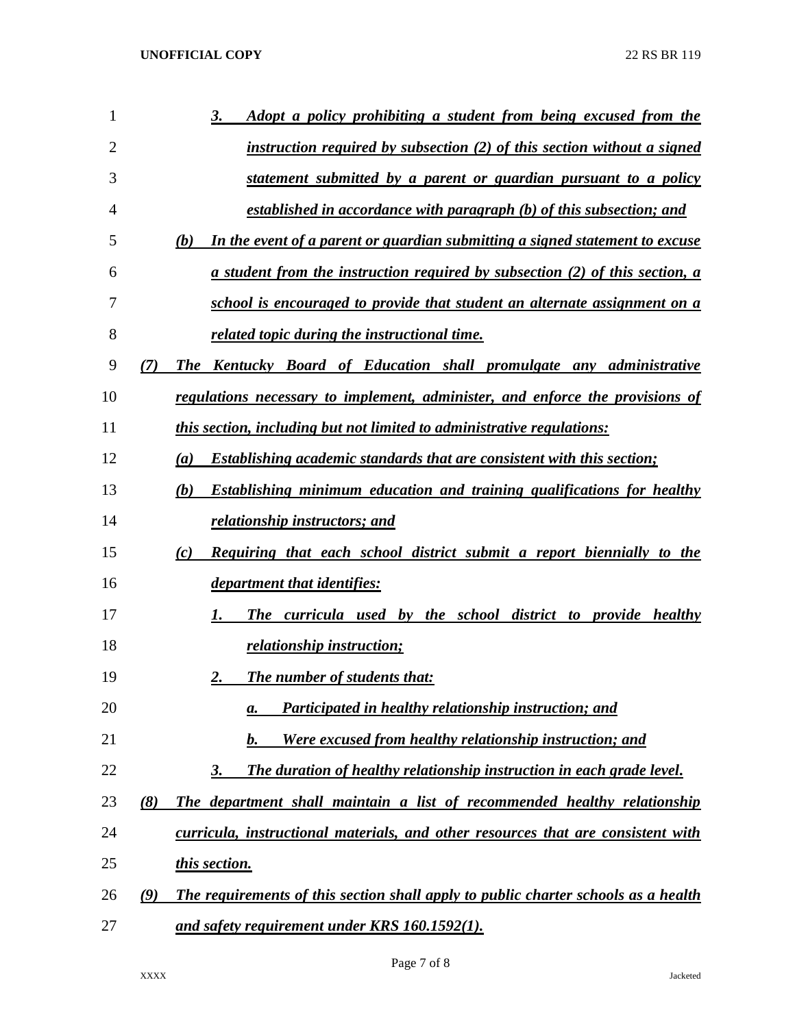3. *Adopt a policy prohibiting a student from being excused from the instruction required by subsection (2) of this section without a signed statement submitted by a parent or guardian pursuant to a policy established in accordance with paragraph (b) of this subsection; and*

(b) *In the event of a parent or guardian submitting a signed statement to excuse a student from the instruction required by subsection (2) of this section, a school is encouraged to provide that student an alternate assignment on a related topic during the instructional time.*

(7) *The Kentucky Board of Education shall promulgate any administrative regulations necessary to implement, administer, and enforce the provisions of this section, including but not limited to administrative regulations:*

(a) *Establishing academic standards that are consistent with this section;*

(b) *Establishing minimum education and training qualifications for healthy relationship instructors; and*

(c) *Requiring that each school district submit a report biennially to the department that identifies:*

1. *The curricula used by the school district to provide healthy relationship instruction;*
2. *The number of students that:*
   a. *Participated in healthy relationship instruction; and*
   b. *Were excused from healthy relationship instruction; and*
3. *The duration of healthy relationship instruction in each grade level.*

(8) *The department shall maintain a list of recommended healthy relationship curricula, instructional materials, and other resources that are consistent with this section.*

(9) *The requirements of this section shall apply to public charter schools as a health and safety requirement under KRS 160.1592(1).*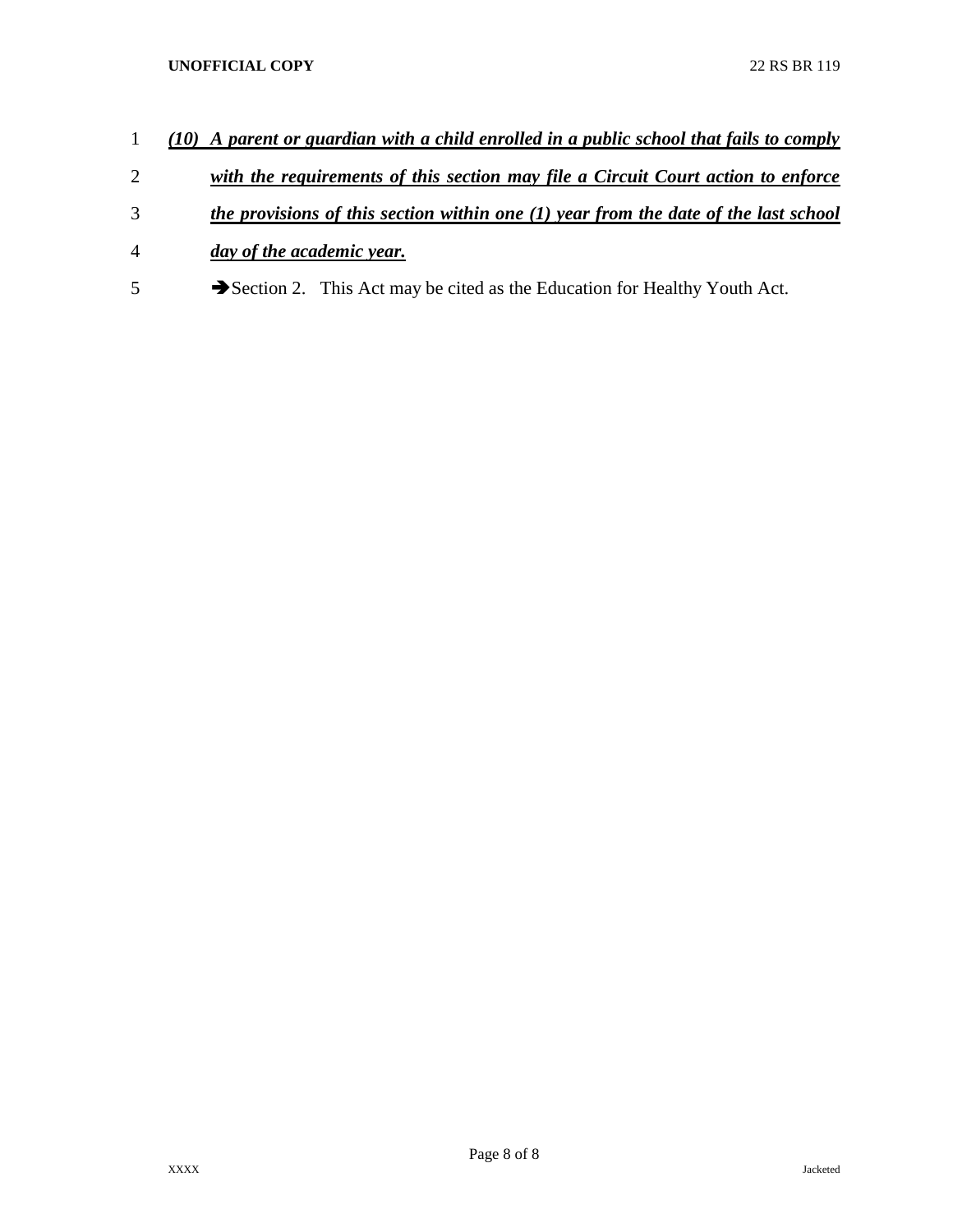***(10) A parent or guardian with a child enrolled in a public school that fails to comply with the requirements of this section may file a Circuit Court action to enforce the provisions of this section within one (1) year from the date of the last school day of the academic year.***

➔Section 2. This Act may be cited as the Education for Healthy Youth Act.